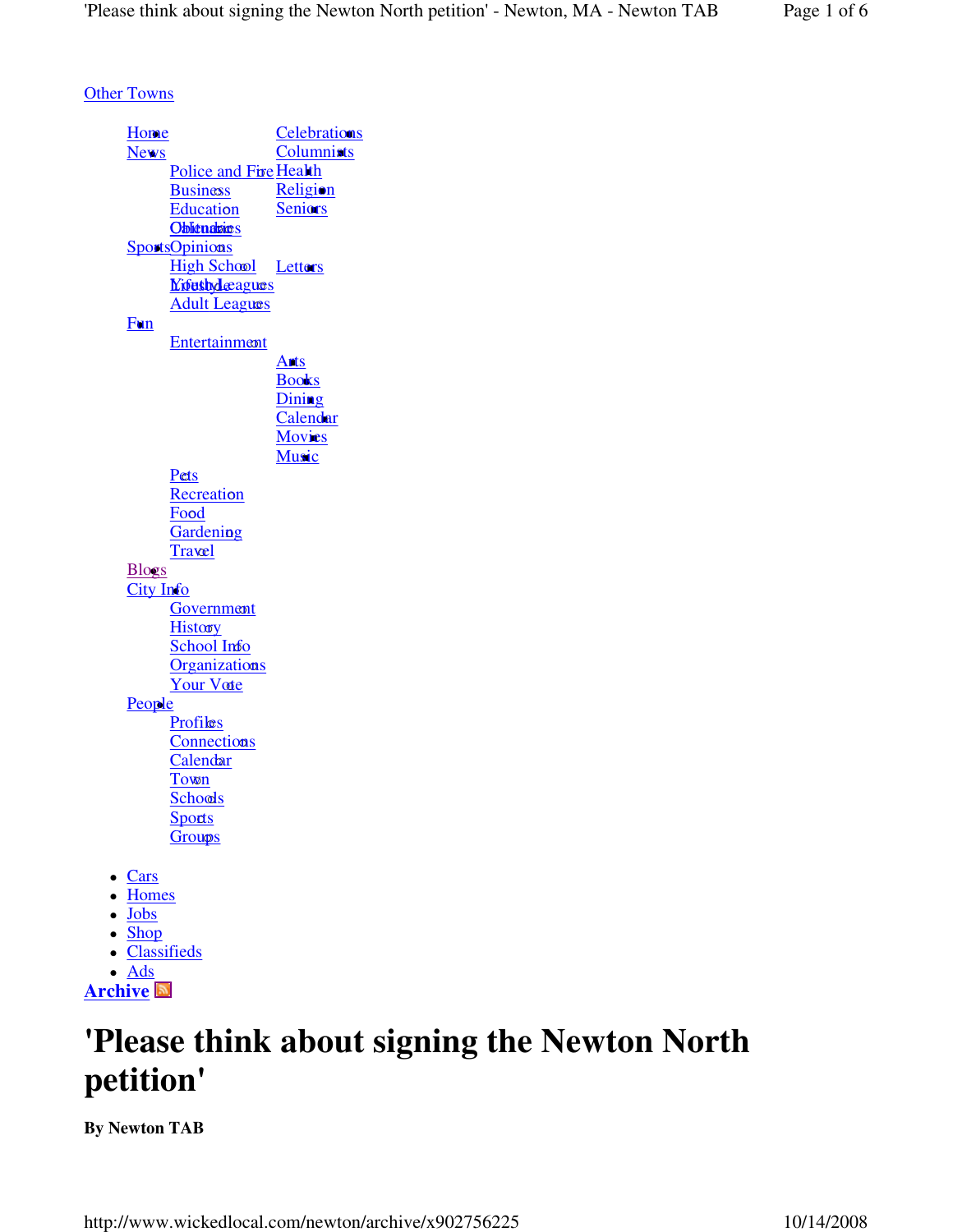Other Towns

- Home
- News
  - Police and Fire
  - Business
  - Education
  - Obituaries
- Sports
  - High School
  - Youth Leagues
  - Adult Leagues
- Fun
  - Entertainment
    - Arts
    - Books
    - Dining
    - Calendar
    - Movies
    - Music
  - Pets
  - Recreation
  - Food
  - Gardening
  - Travel
- Blogs
- City Info
  - Government
  - History
  - School Info
  - Organizations
  - Your Vote
- People
  - Profiles
  - Connections
  - Calendar
  - Town
  - Schools
  - Sports
  - Groups
- Celebrations
- Columnists
- Health
- Religion
- Seniors
- Calendar
- Opinions
  - Letters
- Lifestyle

- Cars
- Homes
- Jobs
- Shop
- Classifieds
- Ads

**Archive**

# 'Please think about signing the Newton North petition'

**By Newton TAB**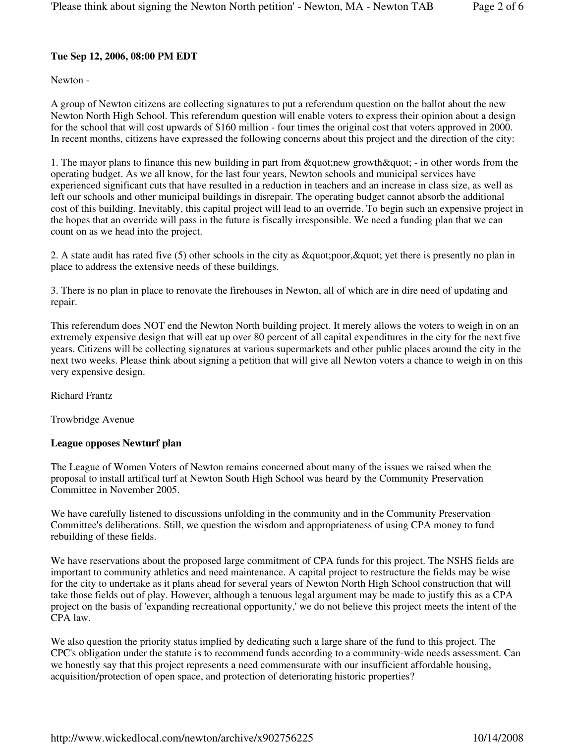**Tue Sep 12, 2006, 08:00 PM EDT**

Newton -

A group of Newton citizens are collecting signatures to put a referendum question on the ballot about the new Newton North High School. This referendum question will enable voters to express their opinion about a design for the school that will cost upwards of $160 million - four times the original cost that voters approved in 2000. In recent months, citizens have expressed the following concerns about this project and the direction of the city:

1. The mayor plans to finance this new building in part from &quot;new growth&quot; - in other words from the operating budget. As we all know, for the last four years, Newton schools and municipal services have experienced significant cuts that have resulted in a reduction in teachers and an increase in class size, as well as left our schools and other municipal buildings in disrepair. The operating budget cannot absorb the additional cost of this building. Inevitably, this capital project will lead to an override. To begin such an expensive project in the hopes that an override will pass in the future is fiscally irresponsible. We need a funding plan that we can count on as we head into the project.

2. A state audit has rated five (5) other schools in the city as &quot;poor,&quot; yet there is presently no plan in place to address the extensive needs of these buildings.

3. There is no plan in place to renovate the firehouses in Newton, all of which are in dire need of updating and repair.

This referendum does NOT end the Newton North building project. It merely allows the voters to weigh in on an extremely expensive design that will eat up over 80 percent of all capital expenditures in the city for the next five years. Citizens will be collecting signatures at various supermarkets and other public places around the city in the next two weeks. Please think about signing a petition that will give all Newton voters a chance to weigh in on this very expensive design.

Richard Frantz

Trowbridge Avenue

**League opposes Newturf plan**

The League of Women Voters of Newton remains concerned about many of the issues we raised when the proposal to install artifical turf at Newton South High School was heard by the Community Preservation Committee in November 2005.

We have carefully listened to discussions unfolding in the community and in the Community Preservation Committee's deliberations. Still, we question the wisdom and appropriateness of using CPA money to fund rebuilding of these fields.

We have reservations about the proposed large commitment of CPA funds for this project. The NSHS fields are important to community athletics and need maintenance. A capital project to restructure the fields may be wise for the city to undertake as it plans ahead for several years of Newton North High School construction that will take those fields out of play. However, although a tenuous legal argument may be made to justify this as a CPA project on the basis of 'expanding recreational opportunity,' we do not believe this project meets the intent of the CPA law.

We also question the priority status implied by dedicating such a large share of the fund to this project. The CPC's obligation under the statute is to recommend funds according to a community-wide needs assessment. Can we honestly say that this project represents a need commensurate with our insufficient affordable housing, acquisition/protection of open space, and protection of deteriorating historic properties?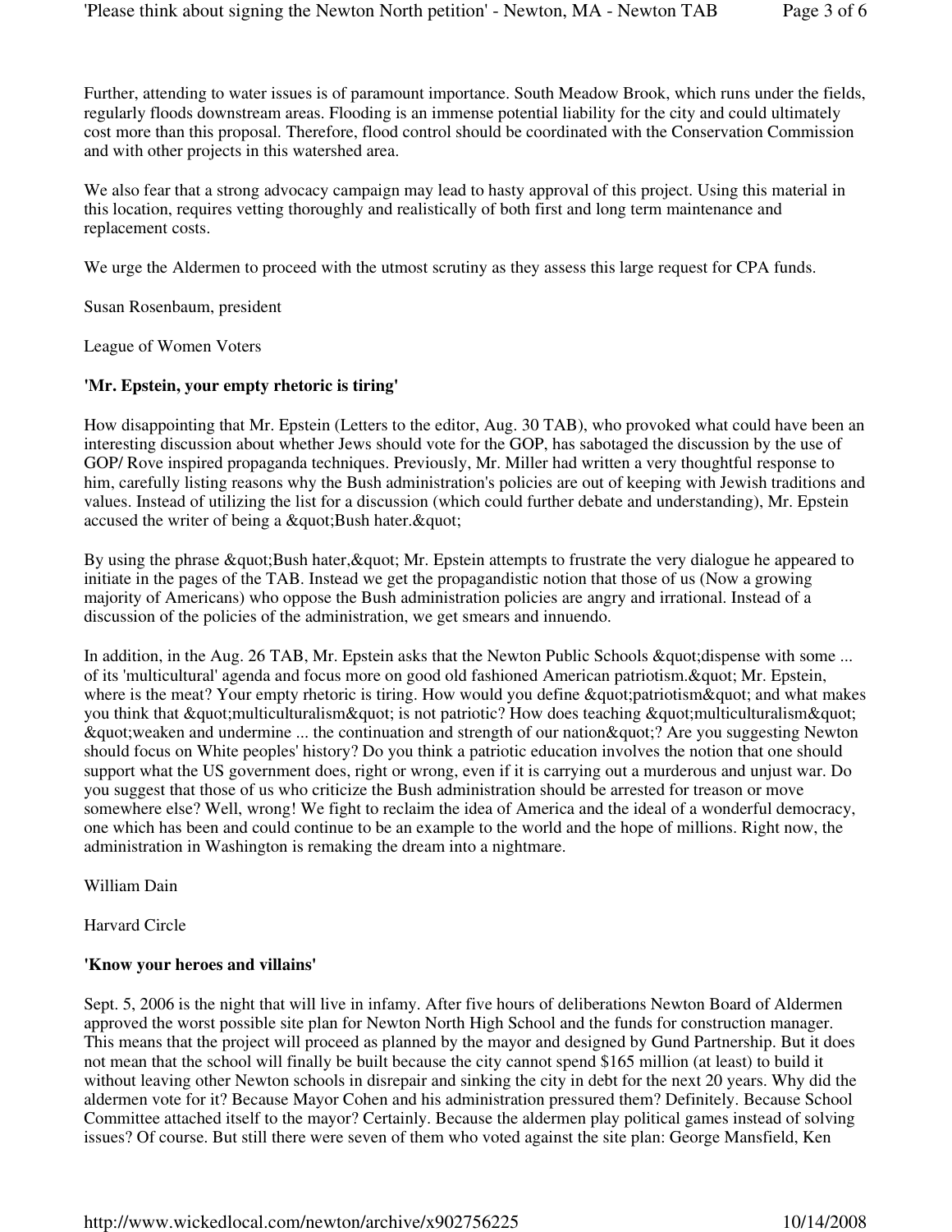Further, attending to water issues is of paramount importance. South Meadow Brook, which runs under the fields, regularly floods downstream areas. Flooding is an immense potential liability for the city and could ultimately cost more than this proposal. Therefore, flood control should be coordinated with the Conservation Commission and with other projects in this watershed area.

We also fear that a strong advocacy campaign may lead to hasty approval of this project. Using this material in this location, requires vetting thoroughly and realistically of both first and long term maintenance and replacement costs.

We urge the Aldermen to proceed with the utmost scrutiny as they assess this large request for CPA funds.

Susan Rosenbaum, president

League of Women Voters

**'Mr. Epstein, your empty rhetoric is tiring'**

How disappointing that Mr. Epstein (Letters to the editor, Aug. 30 TAB), who provoked what could have been an interesting discussion about whether Jews should vote for the GOP, has sabotaged the discussion by the use of GOP/ Rove inspired propaganda techniques. Previously, Mr. Miller had written a very thoughtful response to him, carefully listing reasons why the Bush administration's policies are out of keeping with Jewish traditions and values. Instead of utilizing the list for a discussion (which could further debate and understanding), Mr. Epstein accused the writer of being a &quot;Bush hater.&quot;

By using the phrase &quot;Bush hater,&quot; Mr. Epstein attempts to frustrate the very dialogue he appeared to initiate in the pages of the TAB. Instead we get the propagandistic notion that those of us (Now a growing majority of Americans) who oppose the Bush administration policies are angry and irrational. Instead of a discussion of the policies of the administration, we get smears and innuendo.

In addition, in the Aug. 26 TAB, Mr. Epstein asks that the Newton Public Schools &quot;dispense with some ... of its 'multicultural' agenda and focus more on good old fashioned American patriotism.&quot; Mr. Epstein, where is the meat? Your empty rhetoric is tiring. How would you define &quot;patriotism&quot; and what makes you think that &quot;multiculturalism&quot; is not patriotic? How does teaching &quot;multiculturalism&quot; &quot;weaken and undermine ... the continuation and strength of our nation&quot;? Are you suggesting Newton should focus on White peoples' history? Do you think a patriotic education involves the notion that one should support what the US government does, right or wrong, even if it is carrying out a murderous and unjust war. Do you suggest that those of us who criticize the Bush administration should be arrested for treason or move somewhere else? Well, wrong! We fight to reclaim the idea of America and the ideal of a wonderful democracy, one which has been and could continue to be an example to the world and the hope of millions. Right now, the administration in Washington is remaking the dream into a nightmare.

William Dain

Harvard Circle

**'Know your heroes and villains'**

Sept. 5, 2006 is the night that will live in infamy. After five hours of deliberations Newton Board of Aldermen approved the worst possible site plan for Newton North High School and the funds for construction manager. This means that the project will proceed as planned by the mayor and designed by Gund Partnership. But it does not mean that the school will finally be built because the city cannot spend $165 million (at least) to build it without leaving other Newton schools in disrepair and sinking the city in debt for the next 20 years. Why did the aldermen vote for it? Because Mayor Cohen and his administration pressured them? Definitely. Because School Committee attached itself to the mayor? Certainly. Because the aldermen play political games instead of solving issues? Of course. But still there were seven of them who voted against the site plan: George Mansfield, Ken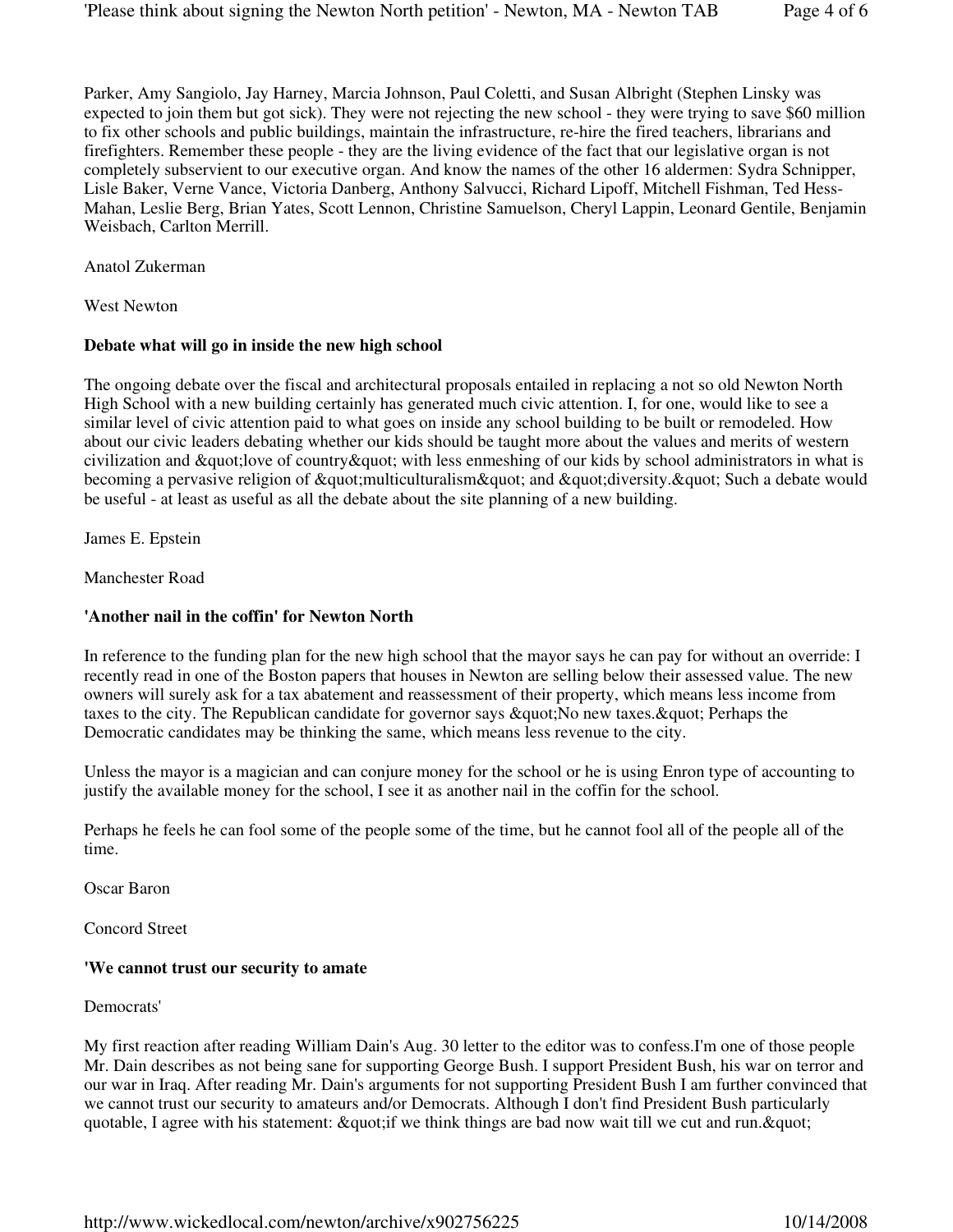Parker, Amy Sangiolo, Jay Harney, Marcia Johnson, Paul Coletti, and Susan Albright (Stephen Linsky was expected to join them but got sick). They were not rejecting the new school - they were trying to save $60 million to fix other schools and public buildings, maintain the infrastructure, re-hire the fired teachers, librarians and firefighters. Remember these people - they are the living evidence of the fact that our legislative organ is not completely subservient to our executive organ. And know the names of the other 16 aldermen: Sydra Schnipper, Lisle Baker, Verne Vance, Victoria Danberg, Anthony Salvucci, Richard Lipoff, Mitchell Fishman, Ted Hess-Mahan, Leslie Berg, Brian Yates, Scott Lennon, Christine Samuelson, Cheryl Lappin, Leonard Gentile, Benjamin Weisbach, Carlton Merrill.

Anatol Zukerman

West Newton

**Debate what will go in inside the new high school**

The ongoing debate over the fiscal and architectural proposals entailed in replacing a not so old Newton North High School with a new building certainly has generated much civic attention. I, for one, would like to see a similar level of civic attention paid to what goes on inside any school building to be built or remodeled. How about our civic leaders debating whether our kids should be taught more about the values and merits of western civilization and &quot;love of country&quot; with less enmeshing of our kids by school administrators in what is becoming a pervasive religion of &quot;multiculturalism&quot; and &quot;diversity.&quot; Such a debate would be useful - at least as useful as all the debate about the site planning of a new building.

James E. Epstein

Manchester Road

**'Another nail in the coffin' for Newton North**

In reference to the funding plan for the new high school that the mayor says he can pay for without an override: I recently read in one of the Boston papers that houses in Newton are selling below their assessed value. The new owners will surely ask for a tax abatement and reassessment of their property, which means less income from taxes to the city. The Republican candidate for governor says &quot;No new taxes.&quot; Perhaps the Democratic candidates may be thinking the same, which means less revenue to the city.

Unless the mayor is a magician and can conjure money for the school or he is using Enron type of accounting to justify the available money for the school, I see it as another nail in the coffin for the school.

Perhaps he feels he can fool some of the people some of the time, but he cannot fool all of the people all of the time.

Oscar Baron

Concord Street

**'We cannot trust our security to amate**

Democrats'

My first reaction after reading William Dain's Aug. 30 letter to the editor was to confess.I'm one of those people Mr. Dain describes as not being sane for supporting George Bush. I support President Bush, his war on terror and our war in Iraq. After reading Mr. Dain's arguments for not supporting President Bush I am further convinced that we cannot trust our security to amateurs and/or Democrats. Although I don't find President Bush particularly quotable, I agree with his statement: &quot;if we think things are bad now wait till we cut and run.&quot;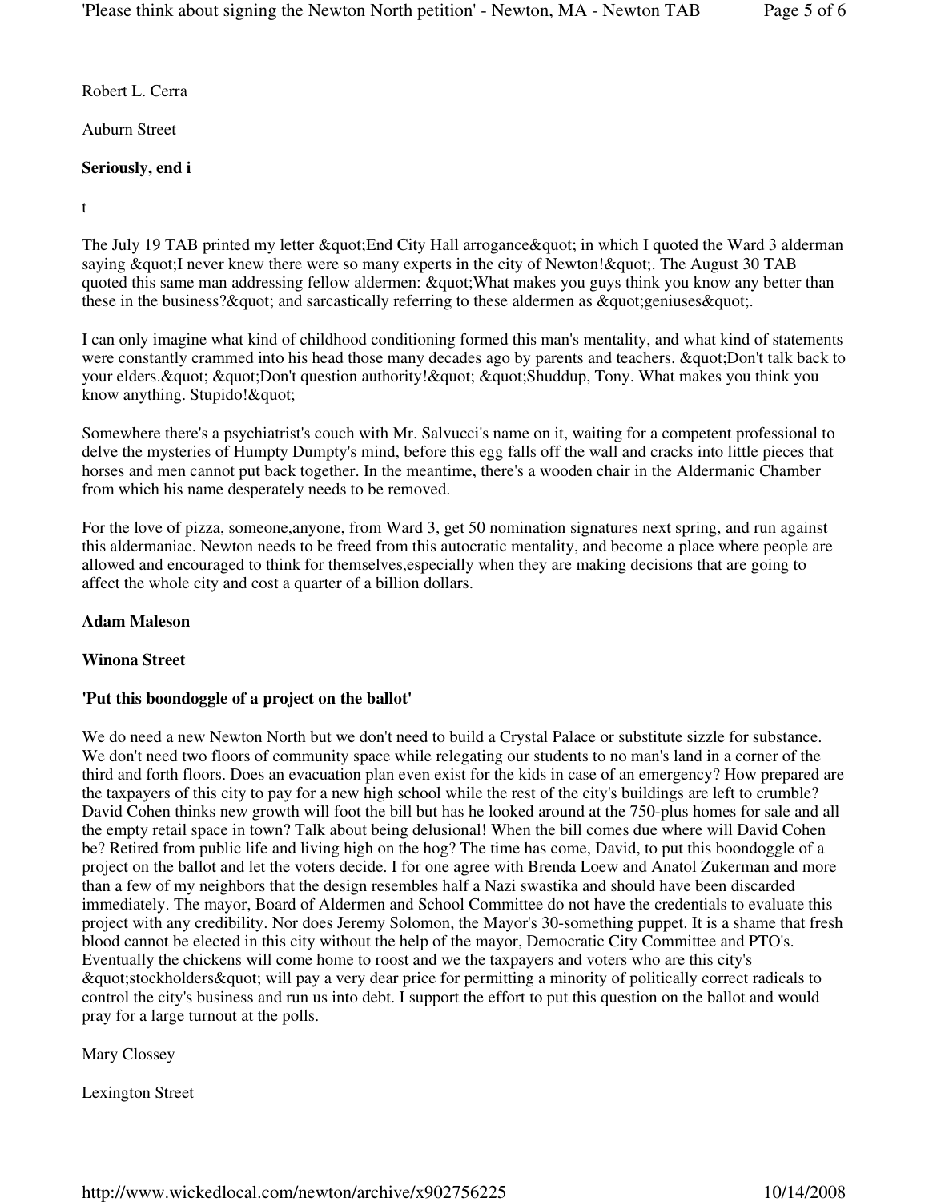Robert L. Cerra

Auburn Street

**Seriously, end i**

t

The July 19 TAB printed my letter &quot;End City Hall arrogance&quot; in which I quoted the Ward 3 alderman saying &quot;I never knew there were so many experts in the city of Newton!&quot;. The August 30 TAB quoted this same man addressing fellow aldermen: &quot;What makes you guys think you know any better than these in the business?&quot; and sarcastically referring to these aldermen as &quot;geniuses&quot;.

I can only imagine what kind of childhood conditioning formed this man's mentality, and what kind of statements were constantly crammed into his head those many decades ago by parents and teachers. &quot;Don't talk back to your elders.&quot; &quot;Don't question authority!&quot; &quot;Shuddup, Tony. What makes you think you know anything. Stupido!&quot;

Somewhere there's a psychiatrist's couch with Mr. Salvucci's name on it, waiting for a competent professional to delve the mysteries of Humpty Dumpty's mind, before this egg falls off the wall and cracks into little pieces that horses and men cannot put back together. In the meantime, there's a wooden chair in the Aldermanic Chamber from which his name desperately needs to be removed.

For the love of pizza, someone,anyone, from Ward 3, get 50 nomination signatures next spring, and run against this aldermaniac. Newton needs to be freed from this autocratic mentality, and become a place where people are allowed and encouraged to think for themselves,especially when they are making decisions that are going to affect the whole city and cost a quarter of a billion dollars.

**Adam Maleson**

**Winona Street**

**'Put this boondoggle of a project on the ballot'**

We do need a new Newton North but we don't need to build a Crystal Palace or substitute sizzle for substance. We don't need two floors of community space while relegating our students to no man's land in a corner of the third and forth floors. Does an evacuation plan even exist for the kids in case of an emergency? How prepared are the taxpayers of this city to pay for a new high school while the rest of the city's buildings are left to crumble? David Cohen thinks new growth will foot the bill but has he looked around at the 750-plus homes for sale and all the empty retail space in town? Talk about being delusional! When the bill comes due where will David Cohen be? Retired from public life and living high on the hog? The time has come, David, to put this boondoggle of a project on the ballot and let the voters decide. I for one agree with Brenda Loew and Anatol Zukerman and more than a few of my neighbors that the design resembles half a Nazi swastika and should have been discarded immediately. The mayor, Board of Aldermen and School Committee do not have the credentials to evaluate this project with any credibility. Nor does Jeremy Solomon, the Mayor's 30-something puppet. It is a shame that fresh blood cannot be elected in this city without the help of the mayor, Democratic City Committee and PTO's. Eventually the chickens will come home to roost and we the taxpayers and voters who are this city's &quot;stockholders&quot; will pay a very dear price for permitting a minority of politically correct radicals to control the city's business and run us into debt. I support the effort to put this question on the ballot and would pray for a large turnout at the polls.

Mary Clossey

Lexington Street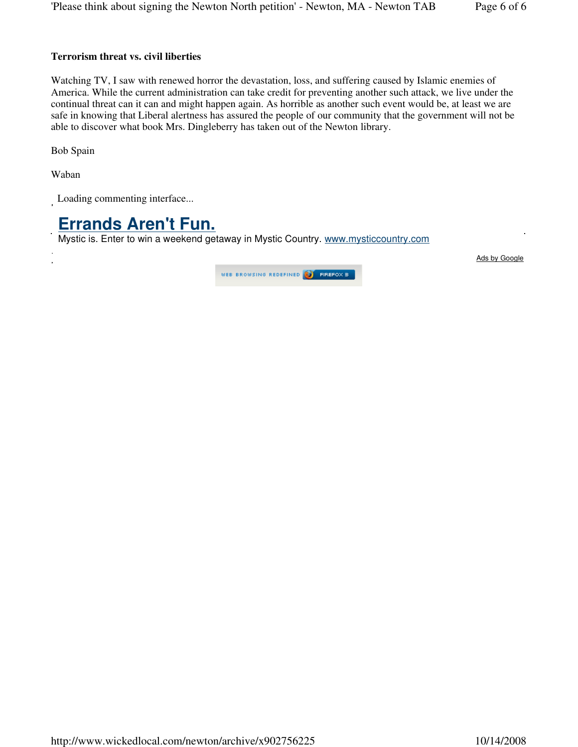**Terrorism threat vs. civil liberties**

Watching TV, I saw with renewed horror the devastation, loss, and suffering caused by Islamic enemies of America. While the current administration can take credit for preventing another such attack, we live under the continual threat can it can and might happen again. As horrible as another such event would be, at least we are safe in knowing that Liberal alertness has assured the people of our community that the government will not be able to discover what book Mrs. Dingleberry has taken out of the Newton library.

Bob Spain

Waban

Loading commenting interface...

**Errands Aren't Fun.**

Mystic is. Enter to win a weekend getaway in Mystic Country. www.mysticcountry.com

Ads by Google

WEB BROWSING REDEFINED FIREFOX 3